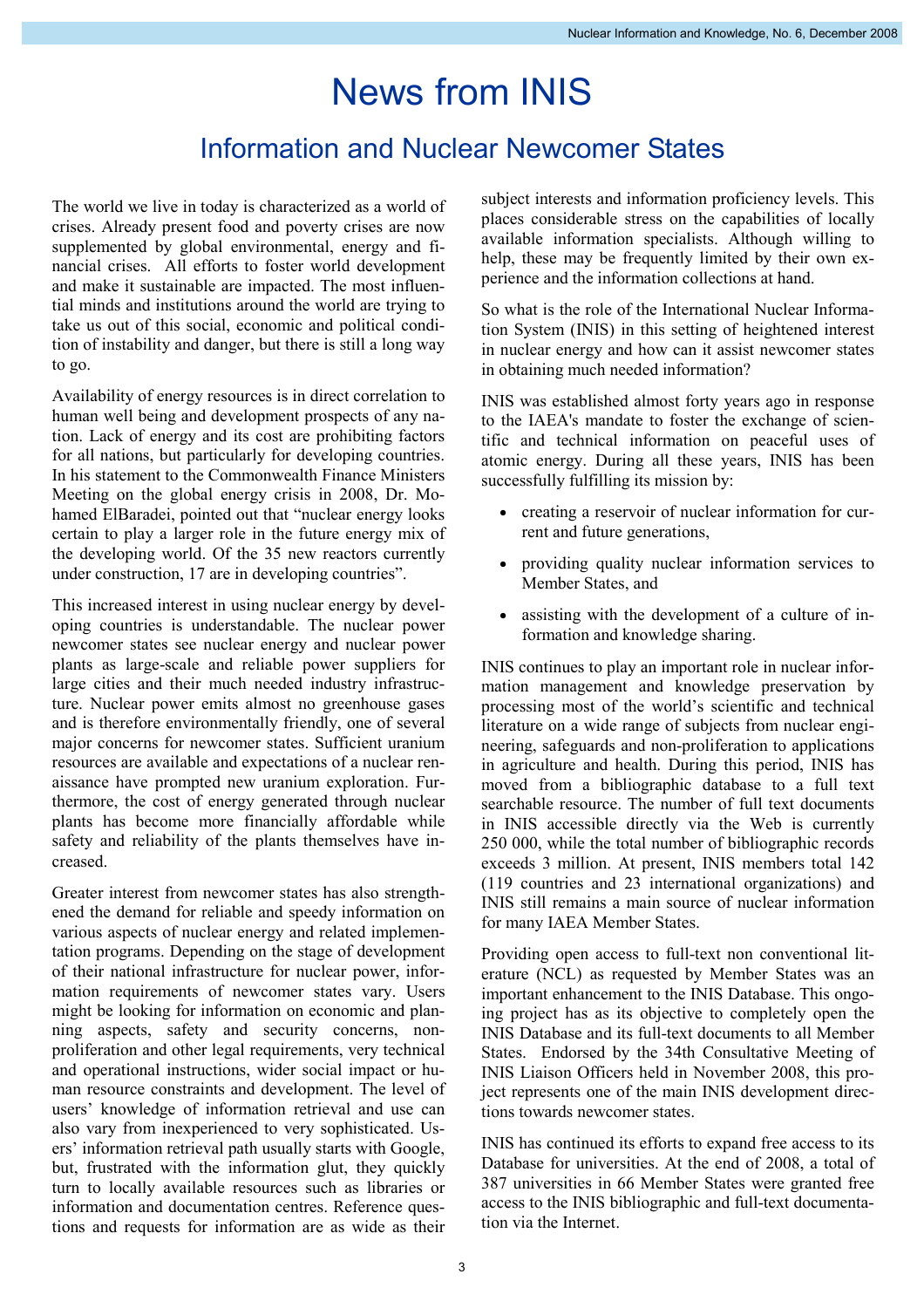# News from INIS

## Information and Nuclear Newcomer States

The world we live in today is characterized as a world of crises. Already present food and poverty crises are now supplemented by global environmental, energy and financial crises. All efforts to foster world development and make it sustainable are impacted. The most influential minds and institutions around the world are trying to take us out of this social, economic and political condition of instability and danger, but there is still a long way to go.

Availability of energy resources is in direct correlation to human well being and development prospects of any nation. Lack of energy and its cost are prohibiting factors for all nations, but particularly for developing countries. In his statement to the Commonwealth Finance Ministers Meeting on the global energy crisis in 2008, Dr. Mohamed ElBaradei, pointed out that "nuclear energy looks certain to play a larger role in the future energy mix of the developing world. Of the 35 new reactors currently under construction, 17 are in developing countries".

This increased interest in using nuclear energy by developing countries is understandable. The nuclear power newcomer states see nuclear energy and nuclear power plants as large-scale and reliable power suppliers for large cities and their much needed industry infrastructure. Nuclear power emits almost no greenhouse gases and is therefore environmentally friendly, one of several major concerns for newcomer states. Sufficient uranium resources are available and expectations of a nuclear renaissance have prompted new uranium exploration. Furthermore, the cost of energy generated through nuclear plants has become more financially affordable while safety and reliability of the plants themselves have increased.

Greater interest from newcomer states has also strengthened the demand for reliable and speedy information on various aspects of nuclear energy and related implementation programs. Depending on the stage of development of their national infrastructure for nuclear power, information requirements of newcomer states vary. Users might be looking for information on economic and planning aspects, safety and security concerns, non-proliferation and other legal requirements, very technical and operational instructions, wider social impact or human resource constraints and development. The level of users' knowledge of information retrieval and use can also vary from inexperienced to very sophisticated. Users' information retrieval path usually starts with Google, but, frustrated with the information glut, they quickly turn to locally available resources such as libraries or information and documentation centres. Reference questions and requests for information are as wide as their subject interests and information proficiency levels. This places considerable stress on the capabilities of locally available information specialists. Although willing to help, these may be frequently limited by their own experience and the information collections at hand.

So what is the role of the International Nuclear Information System (INIS) in this setting of heightened interest in nuclear energy and how can it assist newcomer states in obtaining much needed information?

INIS was established almost forty years ago in response to the IAEA's mandate to foster the exchange of scientific and technical information on peaceful uses of atomic energy. During all these years, INIS has been successfully fulfilling its mission by:

- creating a reservoir of nuclear information for current and future generations,
- providing quality nuclear information services to Member States, and
- assisting with the development of a culture of information and knowledge sharing.

INIS continues to play an important role in nuclear information management and knowledge preservation by processing most of the world's scientific and technical literature on a wide range of subjects from nuclear engineering, safeguards and non-proliferation to applications in agriculture and health. During this period, INIS has moved from a bibliographic database to a full text searchable resource. The number of full text documents in INIS accessible directly via the Web is currently 250 000, while the total number of bibliographic records exceeds 3 million. At present, INIS members total 142 (119 countries and 23 international organizations) and INIS still remains a main source of nuclear information for many IAEA Member States.

Providing open access to full-text non conventional literature (NCL) as requested by Member States was an important enhancement to the INIS Database. This ongoing project has as its objective to completely open the INIS Database and its full-text documents to all Member States. Endorsed by the 34th Consultative Meeting of INIS Liaison Officers held in November 2008, this project represents one of the main INIS development directions towards newcomer states.

INIS has continued its efforts to expand free access to its Database for universities. At the end of 2008, a total of 387 universities in 66 Member States were granted free access to the INIS bibliographic and full-text documentation via the Internet.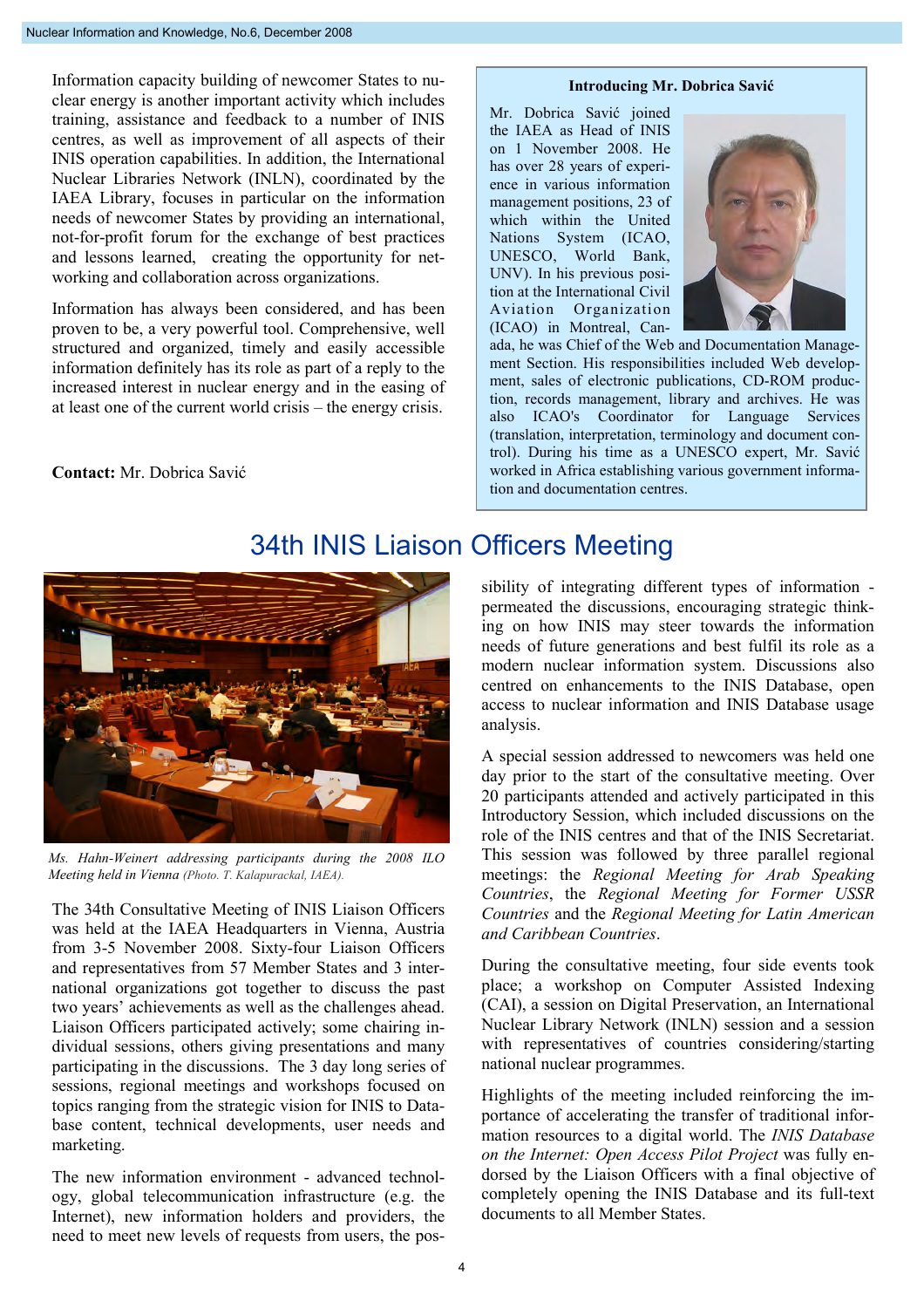Information capacity building of newcomer States to nuclear energy is another important activity which includes training, assistance and feedback to a number of INIS centres, as well as improvement of all aspects of their INIS operation capabilities. In addition, the International Nuclear Libraries Network (INLN), coordinated by the IAEA Library, focuses in particular on the information needs of newcomer States by providing an international, not-for-profit forum for the exchange of best practices and lessons learned, creating the opportunity for networking and collaboration across organizations.

Information has always been considered, and has been proven to be, a very powerful tool. Comprehensive, well structured and organized, timely and easily accessible information definitely has its role as part of a reply to the increased interest in nuclear energy and in the easing of at least one of the current world crisis – the energy crisis.

**Contact:** Mr. Dobrica Savić

**Introducing Mr. Dobrica Savić**

Mr. Dobrica Savić joined the IAEA as Head of INIS on 1 November 2008. He has over 28 years of experience in various information management positions, 23 of which within the United Nations System (ICAO, UNESCO, World Bank, UNV). In his previous position at the International Civil Aviation Organization (ICAO) in Montreal, Canada, he was Chief of the Web and Documentation Management Section. His responsibilities included Web development, sales of electronic publications, CD-ROM production, records management, library and archives. He was also ICAO's Coordinator for Language Services (translation, interpretation, terminology and document control). During his time as a UNESCO expert, Mr. Savić worked in Africa establishing various government information and documentation centres.

# 34th INIS Liaison Officers Meeting

*Ms. Hahn-Weinert addressing participants during the 2008 ILO Meeting held in Vienna (Photo. T. Kalapurackal, IAEA).*

The 34th Consultative Meeting of INIS Liaison Officers was held at the IAEA Headquarters in Vienna, Austria from 3-5 November 2008. Sixty-four Liaison Officers and representatives from 57 Member States and 3 international organizations got together to discuss the past two years' achievements as well as the challenges ahead. Liaison Officers participated actively; some chairing individual sessions, others giving presentations and many participating in the discussions. The 3 day long series of sessions, regional meetings and workshops focused on topics ranging from the strategic vision for INIS to Database content, technical developments, user needs and marketing.

The new information environment - advanced technology, global telecommunication infrastructure (e.g. the Internet), new information holders and providers, the need to meet new levels of requests from users, the possibility of integrating different types of information - permeated the discussions, encouraging strategic thinking on how INIS may steer towards the information needs of future generations and best fulfil its role as a modern nuclear information system. Discussions also centred on enhancements to the INIS Database, open access to nuclear information and INIS Database usage analysis.

A special session addressed to newcomers was held one day prior to the start of the consultative meeting. Over 20 participants attended and actively participated in this Introductory Session, which included discussions on the role of the INIS centres and that of the INIS Secretariat. This session was followed by three parallel regional meetings: the *Regional Meeting for Arab Speaking Countries*, the *Regional Meeting for Former USSR Countries* and the *Regional Meeting for Latin American and Caribbean Countries*.

During the consultative meeting, four side events took place; a workshop on Computer Assisted Indexing (CAI), a session on Digital Preservation, an International Nuclear Library Network (INLN) session and a session with representatives of countries considering/starting national nuclear programmes.

Highlights of the meeting included reinforcing the importance of accelerating the transfer of traditional information resources to a digital world. The *INIS Database on the Internet: Open Access Pilot Project* was fully endorsed by the Liaison Officers with a final objective of completely opening the INIS Database and its full-text documents to all Member States.